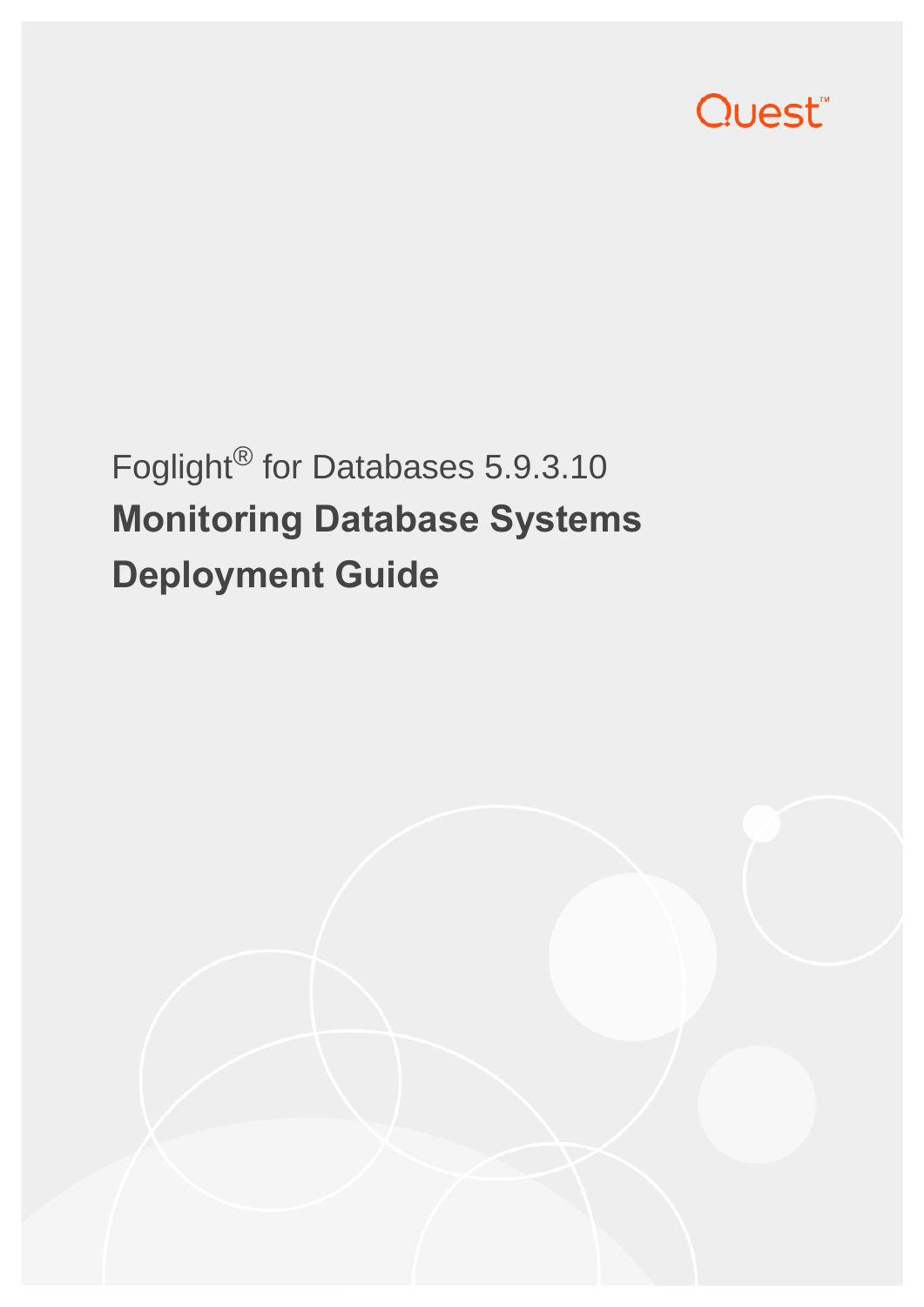Quest™

Foglight® for Databases 5.9.3.10

# Monitoring Database Systems Deployment Guide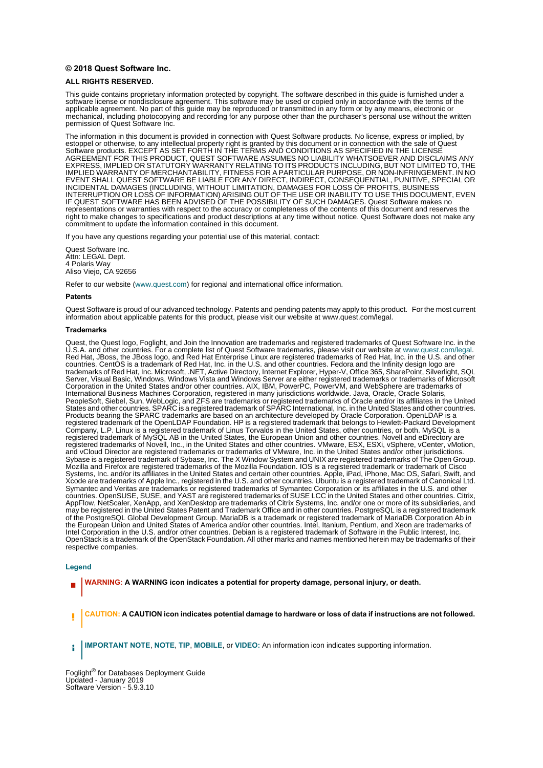**© 2018 Quest Software Inc.**

**ALL RIGHTS RESERVED.**

This guide contains proprietary information protected by copyright. The software described in this guide is furnished under a software license or nondisclosure agreement. This software may be used or copied only in accordance with the terms of the applicable agreement. No part of this guide may be reproduced or transmitted in any form or by any means, electronic or mechanical, including photocopying and recording for any purpose other than the purchaser's personal use without the written permission of Quest Software Inc.

The information in this document is provided in connection with Quest Software products. No license, express or implied, by estoppel or otherwise, to any intellectual property right is granted by this document or in connection with the sale of Quest Software products. EXCEPT AS SET FORTH IN THE TERMS AND CONDITIONS AS SPECIFIED IN THE LICENSE AGREEMENT FOR THIS PRODUCT, QUEST SOFTWARE ASSUMES NO LIABILITY WHATSOEVER AND DISCLAIMS ANY EXPRESS, IMPLIED OR STATUTORY WARRANTY RELATING TO ITS PRODUCTS INCLUDING, BUT NOT LIMITED TO, THE IMPLIED WARRANTY OF MERCHANTABILITY, FITNESS FOR A PARTICULAR PURPOSE, OR NON-INFRINGEMENT. IN NO EVENT SHALL QUEST SOFTWARE BE LIABLE FOR ANY DIRECT, INDIRECT, CONSEQUENTIAL, PUNITIVE, SPECIAL OR INCIDENTAL DAMAGES (INCLUDING, WITHOUT LIMITATION, DAMAGES FOR LOSS OF PROFITS, BUSINESS INTERRUPTION OR LOSS OF INFORMATION) ARISING OUT OF THE USE OR INABILITY TO USE THIS DOCUMENT, EVEN IF QUEST SOFTWARE HAS BEEN ADVISED OF THE POSSIBILITY OF SUCH DAMAGES. Quest Software makes no representations or warranties with respect to the accuracy or completeness of the contents of this document and reserves the right to make changes to specifications and product descriptions at any time without notice. Quest Software does not make any commitment to update the information contained in this document.

If you have any questions regarding your potential use of this material, contact:

Quest Software Inc.
Attn: LEGAL Dept.
4 Polaris Way
Aliso Viejo, CA 92656

Refer to our website (www.quest.com) for regional and international office information.

**Patents**

Quest Software is proud of our advanced technology. Patents and pending patents may apply to this product. For the most current information about applicable patents for this product, please visit our website at www.quest.com/legal.

**Trademarks**

Quest, the Quest logo, Foglight, and Join the Innovation are trademarks and registered trademarks of Quest Software Inc. in the U.S.A. and other countries. For a complete list of Quest Software trademarks, please visit our website at www.quest.com/legal. Red Hat, JBoss, the JBoss logo, and Red Hat Enterprise Linux are registered trademarks of Red Hat, Inc. in the U.S. and other countries. CentOS is a trademark of Red Hat, Inc. in the U.S. and other countries. Fedora and the Infinity design logo are trademarks of Red Hat, Inc. Microsoft, .NET, Active Directory, Internet Explorer, Hyper-V, Office 365, SharePoint, Silverlight, SQL Server, Visual Basic, Windows, Windows Vista and Windows Server are either registered trademarks or trademarks of Microsoft Corporation in the United States and/or other countries. AIX, IBM, PowerPC, PowerVM, and WebSphere are trademarks of International Business Machines Corporation, registered in many jurisdictions worldwide. Java, Oracle, Oracle Solaris, PeopleSoft, Siebel, Sun, WebLogic, and ZFS are trademarks or registered trademarks of Oracle and/or its affiliates in the United States and other countries. SPARC is a registered trademark of SPARC International, Inc. in the United States and other countries. Products bearing the SPARC trademarks are based on an architecture developed by Oracle Corporation. OpenLDAP is a registered trademark of the OpenLDAP Foundation. HP is a registered trademark that belongs to Hewlett-Packard Development Company, L.P. Linux is a registered trademark of Linus Torvalds in the United States, other countries, or both. MySQL is a registered trademark of MySQL AB in the United States, the European Union and other countries. Novell and eDirectory are registered trademarks of Novell, Inc., in the United States and other countries. VMware, ESX, ESXi, vSphere, vCenter, vMotion, and vCloud Director are registered trademarks or trademarks of VMware, Inc. in the United States and/or other jurisdictions. Sybase is a registered trademark of Sybase, Inc. The X Window System and UNIX are registered trademarks of The Open Group. Mozilla and Firefox are registered trademarks of the Mozilla Foundation. IOS is a registered trademark or trademark of Cisco Systems, Inc. and/or its affiliates in the United States and certain other countries. Apple, iPad, iPhone, Mac OS, Safari, Swift, and Xcode are trademarks of Apple Inc., registered in the U.S. and other countries. Ubuntu is a registered trademark of Canonical Ltd. Symantec and Veritas are trademarks or registered trademarks of Symantec Corporation or its affiliates in the U.S. and other countries. OpenSUSE, SUSE, and YAST are registered trademarks of SUSE LCC in the United States and other countries. Citrix, AppFlow, NetScaler, XenApp, and XenDesktop are trademarks of Citrix Systems, Inc. and/or one or more of its subsidiaries, and may be registered in the United States Patent and Trademark Office and in other countries. PostgreSQL is a registered trademark of the PostgreSQL Global Development Group. MariaDB is a trademark or registered trademark of MariaDB Corporation Ab in the European Union and United States of America and/or other countries. Intel, Itanium, Pentium, and Xeon are trademarks of Intel Corporation in the U.S. and/or other countries. Debian is a registered trademark of Software in the Public Interest, Inc. OpenStack is a trademark of the OpenStack Foundation. All other marks and names mentioned herein may be trademarks of their respective companies.

**Legend**

**WARNING: A WARNING icon indicates a potential for property damage, personal injury, or death.**

**CAUTION: A CAUTION icon indicates potential damage to hardware or loss of data if instructions are not followed.**

**IMPORTANT NOTE**, **NOTE**, **TIP**, **MOBILE**, or **VIDEO**: An information icon indicates supporting information.

Foglight® for Databases Deployment Guide
Updated - January 2019
Software Version - 5.9.3.10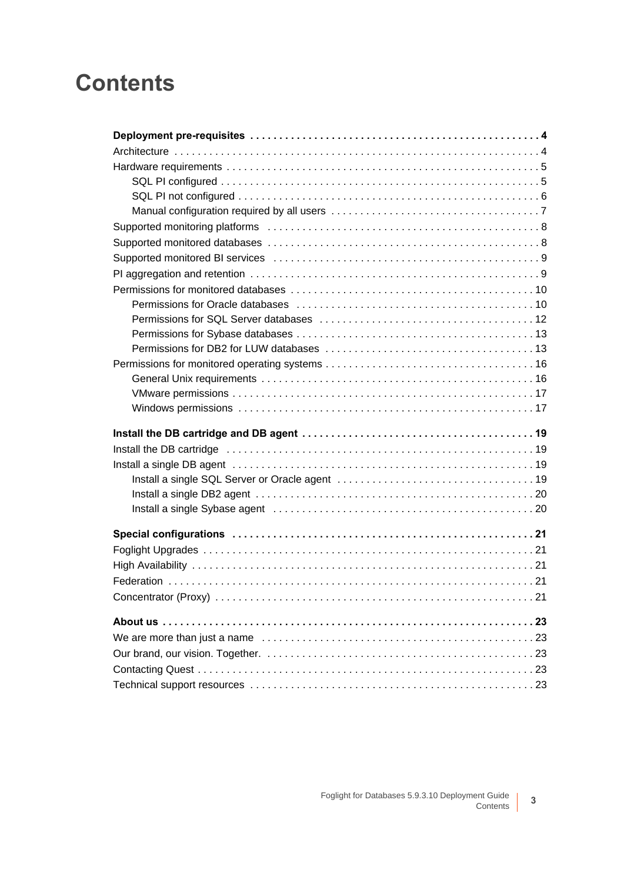# Contents

**Deployment pre-requisites** . . . . . . . . . . . . . . . . . . . . . . . . . . . . . . . . . . . . . . . . . . . . . . . . . **4**
Architecture . . . . . . . . . . . . . . . . . . . . . . . . . . . . . . . . . . . . . . . . . . . . . . . . . . . . . . . . . . . . . 4
Hardware requirements . . . . . . . . . . . . . . . . . . . . . . . . . . . . . . . . . . . . . . . . . . . . . . . . . . . . 5
  SQL PI configured . . . . . . . . . . . . . . . . . . . . . . . . . . . . . . . . . . . . . . . . . . . . . . . . . . . . 5
  SQL PI not configured . . . . . . . . . . . . . . . . . . . . . . . . . . . . . . . . . . . . . . . . . . . . . . . . . . 6
  Manual configuration required by all users . . . . . . . . . . . . . . . . . . . . . . . . . . . . . . . . . . . 7
Supported monitoring platforms . . . . . . . . . . . . . . . . . . . . . . . . . . . . . . . . . . . . . . . . . . . . . . 8
Supported monitored databases . . . . . . . . . . . . . . . . . . . . . . . . . . . . . . . . . . . . . . . . . . . . . . 8
Supported monitored BI services . . . . . . . . . . . . . . . . . . . . . . . . . . . . . . . . . . . . . . . . . . . . . 9
PI aggregation and retention . . . . . . . . . . . . . . . . . . . . . . . . . . . . . . . . . . . . . . . . . . . . . . . . . 9
Permissions for monitored databases . . . . . . . . . . . . . . . . . . . . . . . . . . . . . . . . . . . . . . . . . 10
  Permissions for Oracle databases . . . . . . . . . . . . . . . . . . . . . . . . . . . . . . . . . . . . . . . . . 10
  Permissions for SQL Server databases . . . . . . . . . . . . . . . . . . . . . . . . . . . . . . . . . . . . . 12
  Permissions for Sybase databases . . . . . . . . . . . . . . . . . . . . . . . . . . . . . . . . . . . . . . . . . 13
  Permissions for DB2 for LUW databases . . . . . . . . . . . . . . . . . . . . . . . . . . . . . . . . . . . . 13
Permissions for monitored operating systems . . . . . . . . . . . . . . . . . . . . . . . . . . . . . . . . . . . 16
  General Unix requirements . . . . . . . . . . . . . . . . . . . . . . . . . . . . . . . . . . . . . . . . . . . . . . 16
  VMware permissions . . . . . . . . . . . . . . . . . . . . . . . . . . . . . . . . . . . . . . . . . . . . . . . . . . . 17
  Windows permissions . . . . . . . . . . . . . . . . . . . . . . . . . . . . . . . . . . . . . . . . . . . . . . . . . . 17

**Install the DB cartridge and DB agent** . . . . . . . . . . . . . . . . . . . . . . . . . . . . . . . . . . . . . . . **19**
Install the DB cartridge . . . . . . . . . . . . . . . . . . . . . . . . . . . . . . . . . . . . . . . . . . . . . . . . . . . . 19
Install a single DB agent . . . . . . . . . . . . . . . . . . . . . . . . . . . . . . . . . . . . . . . . . . . . . . . . . . . 19
  Install a single SQL Server or Oracle agent . . . . . . . . . . . . . . . . . . . . . . . . . . . . . . . . . . 19
  Install a single DB2 agent . . . . . . . . . . . . . . . . . . . . . . . . . . . . . . . . . . . . . . . . . . . . . . . 20
  Install a single Sybase agent . . . . . . . . . . . . . . . . . . . . . . . . . . . . . . . . . . . . . . . . . . . . 20

**Special configurations** . . . . . . . . . . . . . . . . . . . . . . . . . . . . . . . . . . . . . . . . . . . . . . . . . . . **21**
Foglight Upgrades . . . . . . . . . . . . . . . . . . . . . . . . . . . . . . . . . . . . . . . . . . . . . . . . . . . . . . . . 21
High Availability . . . . . . . . . . . . . . . . . . . . . . . . . . . . . . . . . . . . . . . . . . . . . . . . . . . . . . . . . 21
Federation . . . . . . . . . . . . . . . . . . . . . . . . . . . . . . . . . . . . . . . . . . . . . . . . . . . . . . . . . . . . . 21
Concentrator (Proxy) . . . . . . . . . . . . . . . . . . . . . . . . . . . . . . . . . . . . . . . . . . . . . . . . . . . . . 21

**About us** . . . . . . . . . . . . . . . . . . . . . . . . . . . . . . . . . . . . . . . . . . . . . . . . . . . . . . . . . . . . . **23**
We are more than just a name . . . . . . . . . . . . . . . . . . . . . . . . . . . . . . . . . . . . . . . . . . . . . . 23
Our brand, our vision. Together. . . . . . . . . . . . . . . . . . . . . . . . . . . . . . . . . . . . . . . . . . . . . . 23
Contacting Quest . . . . . . . . . . . . . . . . . . . . . . . . . . . . . . . . . . . . . . . . . . . . . . . . . . . . . . . . 23
Technical support resources . . . . . . . . . . . . . . . . . . . . . . . . . . . . . . . . . . . . . . . . . . . . . . . . 23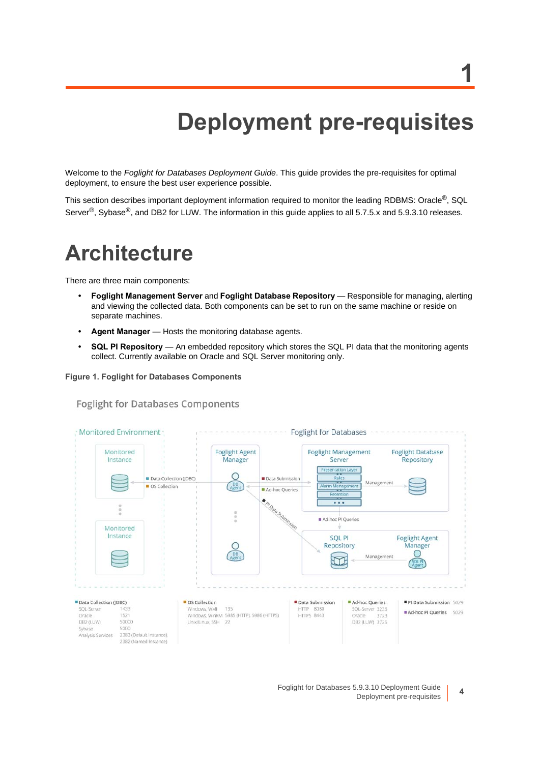# 1 Deployment pre-requisites

Welcome to the *Foglight for Databases Deployment Guide*. This guide provides the pre-requisites for optimal deployment, to ensure the best user experience possible.

This section describes important deployment information required to monitor the leading RDBMS: Oracle®, SQL Server®, Sybase®, and DB2 for LUW. The information in this guide applies to all 5.7.5.x and 5.9.3.10 releases.

# Architecture

There are three main components:

- **Foglight Management Server** and **Foglight Database Repository** — Responsible for managing, alerting and viewing the collected data. Both components can be set to run on the same machine or reside on separate machines.
- **Agent Manager** — Hosts the monitoring database agents.
- **SQL PI Repository** — An embedded repository which stores the SQL PI data that the monitoring agents collect. Currently available on Oracle and SQL Server monitoring only.

**Figure 1. Foglight for Databases Components**

Foglight for Databases Components

Monitored Environment

Monitored Instance

Monitored Instance

Foglight for Databases

Foglight Agent Manager

DB Agent

DB Agent

Foglight Management Server

Presentation Layer

Rules

Alarm Management

Retention

Foglight Database Repository

SQL PI Repository

Foglight Agent Manager

SQL PI Agent

Data Collection (JDBC)

OS Collection

Data Submission

Ad-hoc Queries

PI Data Submission

Ad-hoc PI Queries

Management

Management

Data Collection (JDBC)
SQL-Server 1433
Oracle 1521
DB2 (LUW) 50000
Sybase 5000
Analysis Services 2383 (Default Instance), 2382 (Named Instance)

OS Collection
Windows, WMI 135
Windows, WinRM 5985 (HTTP), 5986 (HTTPS)
Unix/Linux, SSH 22

Data Submission
HTTP 8080
HTTPS 8443

Ad-hoc Queries
SQL-Server 3235
Oracle 3723
DB2 (LUW) 3725

PI Data Submission 5029

Ad-hoc PI Queries 5029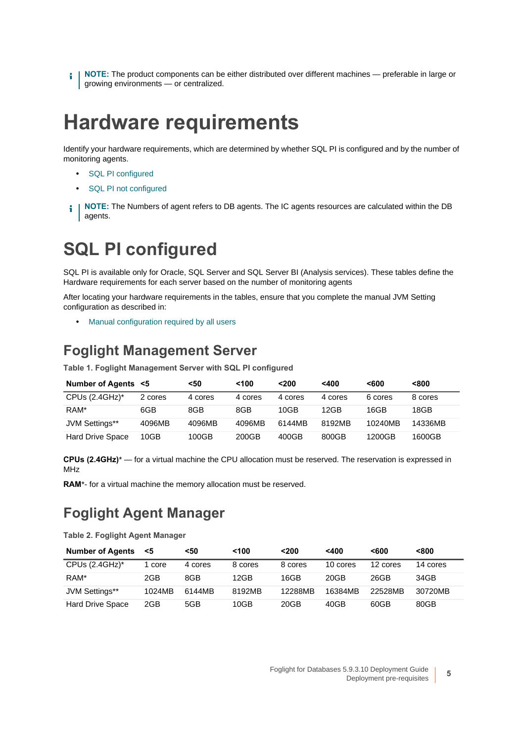**NOTE:** The product components can be either distributed over different machines — preferable in large or growing environments — or centralized.

# Hardware requirements

Identify your hardware requirements, which are determined by whether SQL PI is configured and by the number of monitoring agents.

- SQL PI configured
- SQL PI not configured

**NOTE:** The Numbers of agent refers to DB agents. The IC agents resources are calculated within the DB agents.

# SQL PI configured

SQL PI is available only for Oracle, SQL Server and SQL Server BI (Analysis services). These tables define the Hardware requirements for each server based on the number of monitoring agents

After locating your hardware requirements in the tables, ensure that you complete the manual JVM Setting configuration as described in:

- Manual configuration required by all users

## Foglight Management Server

**Table 1. Foglight Management Server with SQL PI configured**

| Number of Agents | <5 | <50 | <100 | <200 | <400 | <600 | <800 |
|---|---|---|---|---|---|---|---|
| CPUs (2.4GHz)* | 2 cores | 4 cores | 4 cores | 4 cores | 4 cores | 6 cores | 8 cores |
| RAM* | 6GB | 8GB | 8GB | 10GB | 12GB | 16GB | 18GB |
| JVM Settings** | 4096MB | 4096MB | 4096MB | 6144MB | 8192MB | 10240MB | 14336MB |
| Hard Drive Space | 10GB | 100GB | 200GB | 400GB | 800GB | 1200GB | 1600GB |

**CPUs (2.4GHz)*** — for a virtual machine the CPU allocation must be reserved. The reservation is expressed in MHz

**RAM***- for a virtual machine the memory allocation must be reserved.

## Foglight Agent Manager

**Table 2. Foglight Agent Manager**

| Number of Agents | <5 | <50 | <100 | <200 | <400 | <600 | <800 |
|---|---|---|---|---|---|---|---|
| CPUs (2.4GHz)* | 1 core | 4 cores | 8 cores | 8 cores | 10 cores | 12 cores | 14 cores |
| RAM* | 2GB | 8GB | 12GB | 16GB | 20GB | 26GB | 34GB |
| JVM Settings** | 1024MB | 6144MB | 8192MB | 12288MB | 16384MB | 22528MB | 30720MB |
| Hard Drive Space | 2GB | 5GB | 10GB | 20GB | 40GB | 60GB | 80GB |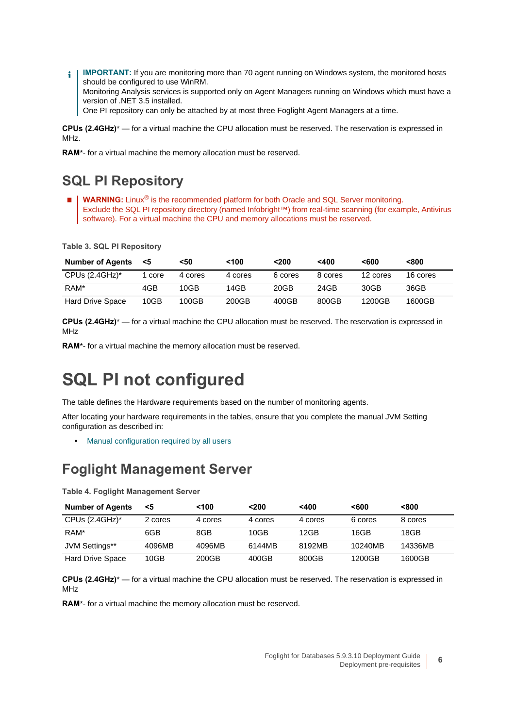**IMPORTANT:** If you are monitoring more than 70 agent running on Windows system, the monitored hosts should be configured to use WinRM.
Monitoring Analysis services is supported only on Agent Managers running on Windows which must have a version of .NET 3.5 installed.
One PI repository can only be attached by at most three Foglight Agent Managers at a time.

**CPUs (2.4GHz)*** — for a virtual machine the CPU allocation must be reserved. The reservation is expressed in MHz.

**RAM***- for a virtual machine the memory allocation must be reserved.

## SQL PI Repository

**WARNING:** Linux® is the recommended platform for both Oracle and SQL Server monitoring.
Exclude the SQL PI repository directory (named Infobright™) from real-time scanning (for example, Antivirus software). For a virtual machine the CPU and memory allocations must be reserved.

**Table 3. SQL PI Repository**

| Number of Agents | <5 | <50 | <100 | <200 | <400 | <600 | <800 |
|---|---|---|---|---|---|---|---|
| CPUs (2.4GHz)* | 1 core | 4 cores | 4 cores | 6 cores | 8 cores | 12 cores | 16 cores |
| RAM* | 4GB | 10GB | 14GB | 20GB | 24GB | 30GB | 36GB |
| Hard Drive Space | 10GB | 100GB | 200GB | 400GB | 800GB | 1200GB | 1600GB |

**CPUs (2.4GHz)*** — for a virtual machine the CPU allocation must be reserved. The reservation is expressed in MHz

**RAM***- for a virtual machine the memory allocation must be reserved.

# SQL PI not configured

The table defines the Hardware requirements based on the number of monitoring agents.

After locating your hardware requirements in the tables, ensure that you complete the manual JVM Setting configuration as described in:

- Manual configuration required by all users

## Foglight Management Server

**Table 4. Foglight Management Server**

| Number of Agents | <5 | <100 | <200 | <400 | <600 | <800 |
|---|---|---|---|---|---|---|
| CPUs (2.4GHz)* | 2 cores | 4 cores | 4 cores | 4 cores | 6 cores | 8 cores |
| RAM* | 6GB | 8GB | 10GB | 12GB | 16GB | 18GB |
| JVM Settings** | 4096MB | 4096MB | 6144MB | 8192MB | 10240MB | 14336MB |
| Hard Drive Space | 10GB | 200GB | 400GB | 800GB | 1200GB | 1600GB |

**CPUs (2.4GHz)*** — for a virtual machine the CPU allocation must be reserved. The reservation is expressed in MHz

**RAM***- for a virtual machine the memory allocation must be reserved.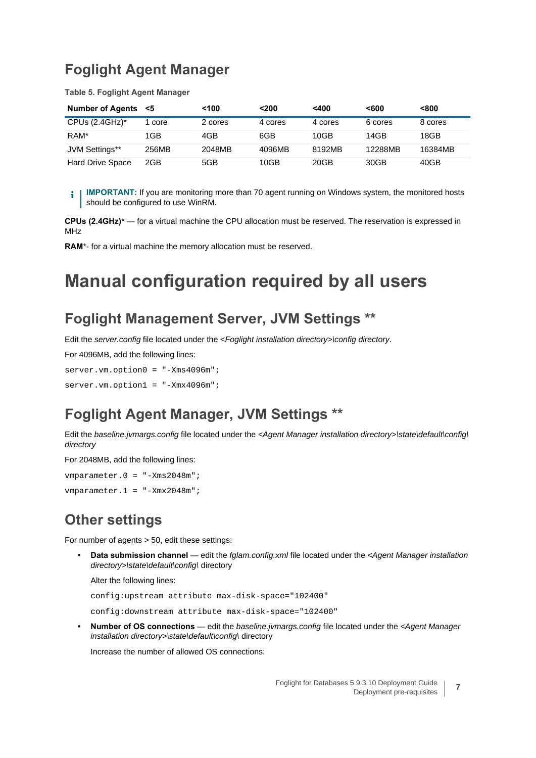## Foglight Agent Manager

**Table 5. Foglight Agent Manager**

| Number of Agents | <5 | <100 | <200 | <400 | <600 | <800 |
|---|---|---|---|---|---|---|
| CPUs (2.4GHz)* | 1 core | 2 cores | 4 cores | 4 cores | 6 cores | 8 cores |
| RAM* | 1GB | 4GB | 6GB | 10GB | 14GB | 18GB |
| JVM Settings** | 256MB | 2048MB | 4096MB | 8192MB | 12288MB | 16384MB |
| Hard Drive Space | 2GB | 5GB | 10GB | 20GB | 30GB | 40GB |

**IMPORTANT:** If you are monitoring more than 70 agent running on Windows system, the monitored hosts should be configured to use WinRM.

**CPUs (2.4GHz)*** — for a virtual machine the CPU allocation must be reserved. The reservation is expressed in MHz

**RAM***- for a virtual machine the memory allocation must be reserved.

# Manual configuration required by all users

## Foglight Management Server, JVM Settings **

Edit the *server.config* file located under the *<Foglight installation directory>\config directory*.

For 4096MB, add the following lines:

```
server.vm.option0 = "-Xms4096m";
server.vm.option1 = "-Xmx4096m";
```

## Foglight Agent Manager, JVM Settings **

Edit the *baseline.jvmargs.config* file located under the *<Agent Manager installation directory>\state\default\config\ directory*

For 2048MB, add the following lines:

```
vmparameter.0 = "-Xms2048m";
vmparameter.1 = "-Xmx2048m";
```

## Other settings

For number of agents > 50, edit these settings:

- **Data submission channel** — edit the *fglam.config.xml* file located under the *<Agent Manager installation directory>\state\default\config\* directory

  Alter the following lines:

  ```
  config:upstream attribute max-disk-space="102400"
  config:downstream attribute max-disk-space="102400"
  ```

- **Number of OS connections** — edit the *baseline.jvmargs.config* file located under the *<Agent Manager installation directory>\state\default\config\* directory

  Increase the number of allowed OS connections: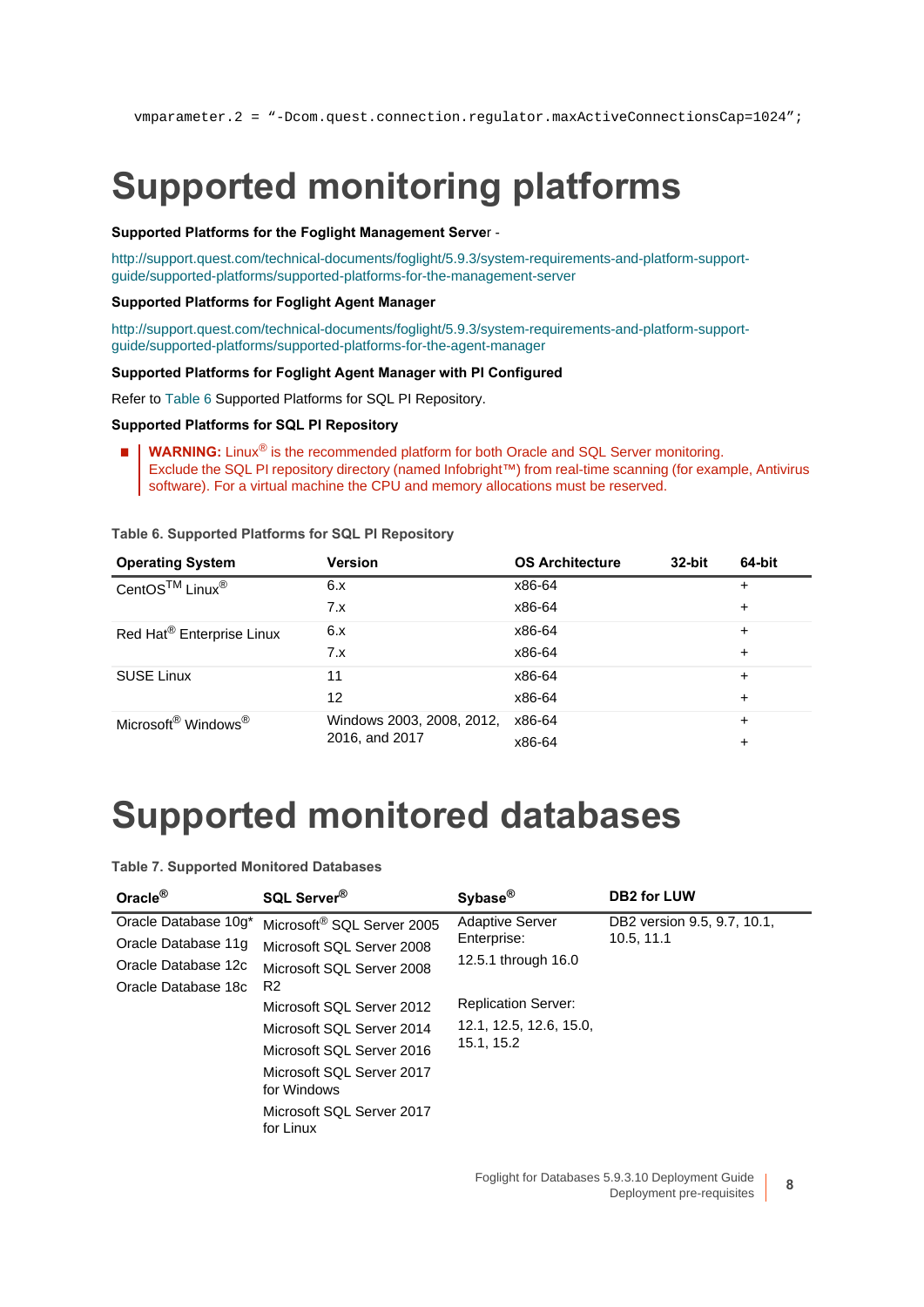```
vmparameter.2 = "-Dcom.quest.connection.regulator.maxActiveConnectionsCap=1024";
```

# Supported monitoring platforms

**Supported Platforms for the Foglight Management Server** -

http://support.quest.com/technical-documents/foglight/5.9.3/system-requirements-and-platform-support-guide/supported-platforms/supported-platforms-for-the-management-server

**Supported Platforms for Foglight Agent Manager**

http://support.quest.com/technical-documents/foglight/5.9.3/system-requirements-and-platform-support-guide/supported-platforms/supported-platforms-for-the-agent-manager

**Supported Platforms for Foglight Agent Manager with PI Configured**

Refer to Table 6 Supported Platforms for SQL PI Repository.

**Supported Platforms for SQL PI Repository**

- **WARNING:** Linux® is the recommended platform for both Oracle and SQL Server monitoring. Exclude the SQL PI repository directory (named Infobright™) from real-time scanning (for example, Antivirus software). For a virtual machine the CPU and memory allocations must be reserved.

**Table 6. Supported Platforms for SQL PI Repository**

| Operating System | Version | OS Architecture | 32-bit | 64-bit |
|---|---|---|---|---|
| CentOS™ Linux® | 6.x | x86-64 | | + |
| | 7.x | x86-64 | | + |
| Red Hat® Enterprise Linux | 6.x | x86-64 | | + |
| | 7.x | x86-64 | | + |
| SUSE Linux | 11 | x86-64 | | + |
| | 12 | x86-64 | | + |
| Microsoft® Windows® | Windows 2003, 2008, 2012, 2016, and 2017 | x86-64 | | + |
| | | x86-64 | | + |

# Supported monitored databases

**Table 7. Supported Monitored Databases**

| Oracle® | SQL Server® | Sybase® | DB2 for LUW |
|---|---|---|---|
| Oracle Database 10g*<br>Oracle Database 11g<br>Oracle Database 12c<br>Oracle Database 18c | Microsoft® SQL Server 2005<br>Microsoft SQL Server 2008<br>Microsoft SQL Server 2008 R2<br>Microsoft SQL Server 2012<br>Microsoft SQL Server 2014<br>Microsoft SQL Server 2016<br>Microsoft SQL Server 2017 for Windows<br>Microsoft SQL Server 2017 for Linux | Adaptive Server Enterprise:<br>12.5.1 through 16.0<br><br>Replication Server:<br>12.1, 12.5, 12.6, 15.0, 15.1, 15.2 | DB2 version 9.5, 9.7, 10.1, 10.5, 11.1 |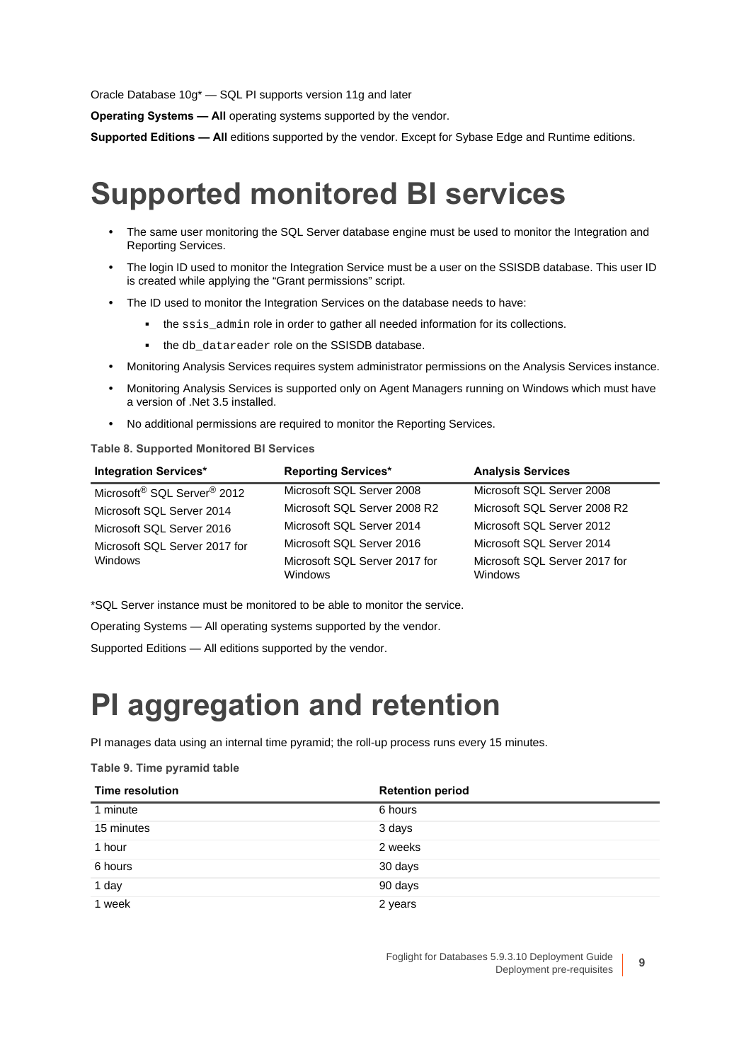Oracle Database 10g* — SQL PI supports version 11g and later

**Operating Systems — All** operating systems supported by the vendor.

**Supported Editions — All** editions supported by the vendor. Except for Sybase Edge and Runtime editions.

# Supported monitored BI services

- The same user monitoring the SQL Server database engine must be used to monitor the Integration and Reporting Services.
- The login ID used to monitor the Integration Service must be a user on the SSISDB database. This user ID is created while applying the "Grant permissions" script.
- The ID used to monitor the Integration Services on the database needs to have:
    - the `ssis_admin` role in order to gather all needed information for its collections.
    - the `db_datareader` role on the SSISDB database.
- Monitoring Analysis Services requires system administrator permissions on the Analysis Services instance.
- Monitoring Analysis Services is supported only on Agent Managers running on Windows which must have a version of .Net 3.5 installed.
- No additional permissions are required to monitor the Reporting Services.

**Table 8. Supported Monitored BI Services**

| Integration Services* | Reporting Services* | Analysis Services |
|---|---|---|
| Microsoft® SQL Server® 2012 | Microsoft SQL Server 2008 | Microsoft SQL Server 2008 |
| Microsoft SQL Server 2014 | Microsoft SQL Server 2008 R2 | Microsoft SQL Server 2008 R2 |
| Microsoft SQL Server 2016 | Microsoft SQL Server 2014 | Microsoft SQL Server 2012 |
| Microsoft SQL Server 2017 for Windows | Microsoft SQL Server 2016 | Microsoft SQL Server 2014 |
| | Microsoft SQL Server 2017 for Windows | Microsoft SQL Server 2017 for Windows |

*SQL Server instance must be monitored to be able to monitor the service.

Operating Systems — All operating systems supported by the vendor.

Supported Editions — All editions supported by the vendor.

# PI aggregation and retention

PI manages data using an internal time pyramid; the roll-up process runs every 15 minutes.

**Table 9. Time pyramid table**

| Time resolution | Retention period |
|---|---|
| 1 minute | 6 hours |
| 15 minutes | 3 days |
| 1 hour | 2 weeks |
| 6 hours | 30 days |
| 1 day | 90 days |
| 1 week | 2 years |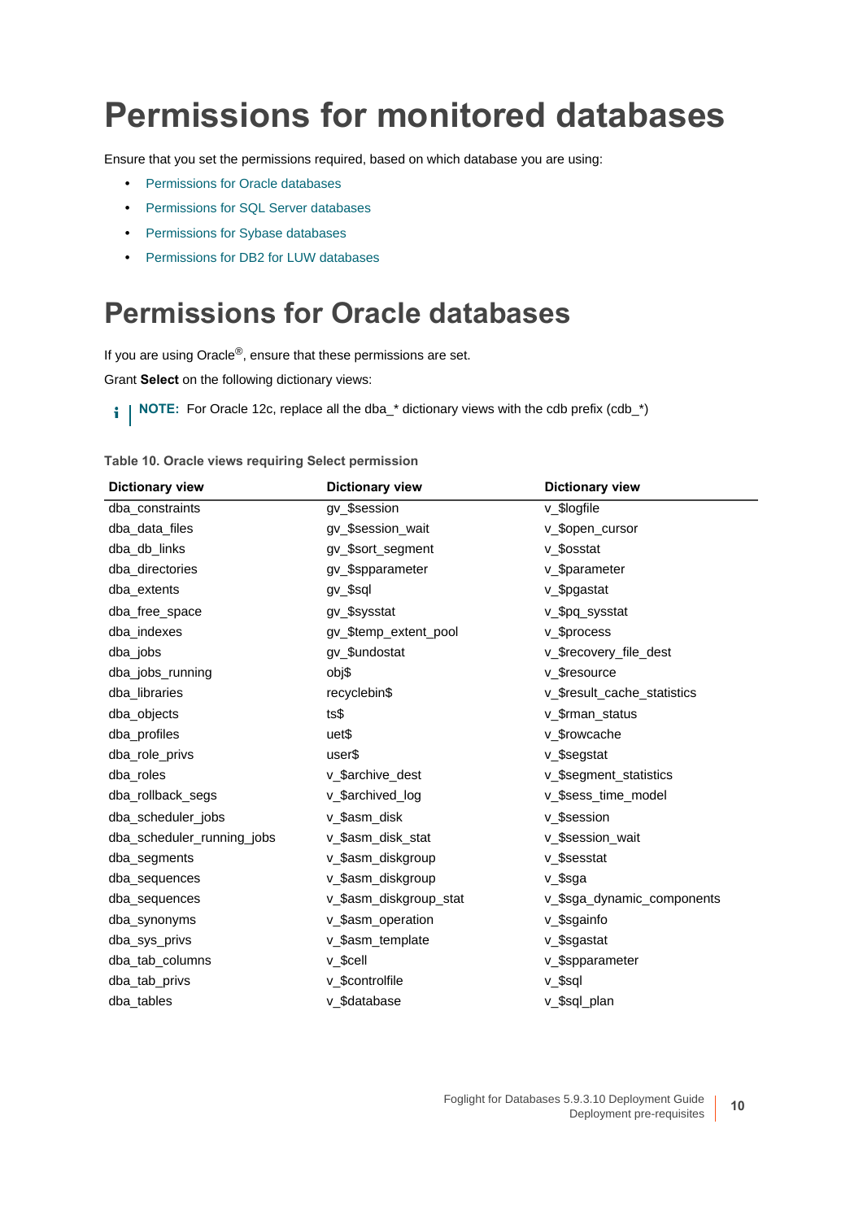# Permissions for monitored databases

Ensure that you set the permissions required, based on which database you are using:

- Permissions for Oracle databases
- Permissions for SQL Server databases
- Permissions for Sybase databases
- Permissions for DB2 for LUW databases

# Permissions for Oracle databases

If you are using Oracle®, ensure that these permissions are set.

Grant **Select** on the following dictionary views:

**NOTE:** For Oracle 12c, replace all the dba_* dictionary views with the cdb prefix (cdb_*)

**Table 10. Oracle views requiring Select permission**

| Dictionary view | Dictionary view | Dictionary view |
|---|---|---|
| dba_constraints | gv_$session | v_$logfile |
| dba_data_files | gv_$session_wait | v_$open_cursor |
| dba_db_links | gv_$sort_segment | v_$osstat |
| dba_directories | gv_$spparameter | v_$parameter |
| dba_extents | gv_$sql | v_$pgastat |
| dba_free_space | gv_$sysstat | v_$pq_sysstat |
| dba_indexes | gv_$temp_extent_pool | v_$process |
| dba_jobs | gv_$undostat | v_$recovery_file_dest |
| dba_jobs_running | obj$ | v_$resource |
| dba_libraries | recyclebin$ | v_$result_cache_statistics |
| dba_objects | ts$ | v_$rman_status |
| dba_profiles | uet$ | v_$rowcache |
| dba_role_privs | user$ | v_$segstat |
| dba_roles | v_$archive_dest | v_$segment_statistics |
| dba_rollback_segs | v_$archived_log | v_$sess_time_model |
| dba_scheduler_jobs | v_$asm_disk | v_$session |
| dba_scheduler_running_jobs | v_$asm_disk_stat | v_$session_wait |
| dba_segments | v_$asm_diskgroup | v_$sesstat |
| dba_sequences | v_$asm_diskgroup | v_$sga |
| dba_sequences | v_$asm_diskgroup_stat | v_$sga_dynamic_components |
| dba_synonyms | v_$asm_operation | v_$sgainfo |
| dba_sys_privs | v_$asm_template | v_$sgastat |
| dba_tab_columns | v_$cell | v_$spparameter |
| dba_tab_privs | v_$controlfile | v_$sql |
| dba_tables | v_$database | v_$sql_plan |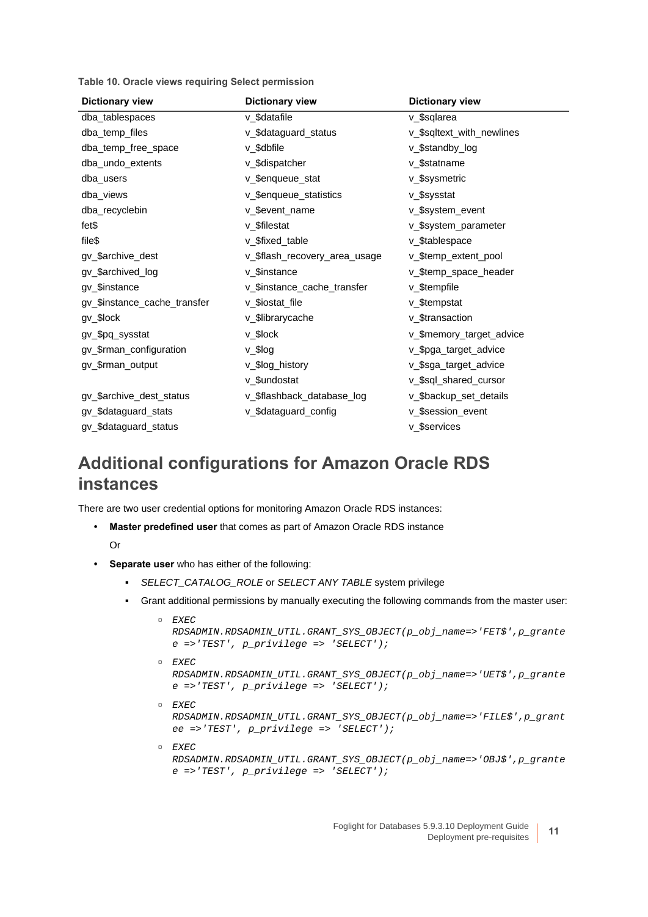**Table 10. Oracle views requiring Select permission**

| Dictionary view | Dictionary view | Dictionary view |
| --- | --- | --- |
| dba_tablespaces | v_$datafile | v_$sqlarea |
| dba_temp_files | v_$dataguard_status | v_$sqltext_with_newlines |
| dba_temp_free_space | v_$dbfile | v_$standby_log |
| dba_undo_extents | v_$dispatcher | v_$statname |
| dba_users | v_$enqueue_stat | v_$sysmetric |
| dba_views | v_$enqueue_statistics | v_$sysstat |
| dba_recyclebin | v_$event_name | v_$system_event |
| fet$ | v_$filestat | v_$system_parameter |
| file$ | v_$fixed_table | v_$tablespace |
| gv_$archive_dest | v_$flash_recovery_area_usage | v_$temp_extent_pool |
| gv_$archived_log | v_$instance | v_$temp_space_header |
| gv_$instance | v_$instance_cache_transfer | v_$tempfile |
| gv_$instance_cache_transfer | v_$iostat_file | v_$tempstat |
| gv_$lock | v_$librarycache | v_$transaction |
| gv_$pq_sysstat | v_$lock | v_$memory_target_advice |
| gv_$rman_configuration | v_$log | v_$pga_target_advice |
| gv_$rman_output | v_$log_history | v_$sga_target_advice |
| | v_$undostat | v_$sql_shared_cursor |
| gv_$archive_dest_status | v_$flashback_database_log | v_$backup_set_details |
| gv_$dataguard_stats | v_$dataguard_config | v_$session_event |
| gv_$dataguard_status | | v_$services |

## Additional configurations for Amazon Oracle RDS instances

There are two user credential options for monitoring Amazon Oracle RDS instances:

- **Master predefined user** that comes as part of Amazon Oracle RDS instance

  Or

- **Separate user** who has either of the following:
  - *SELECT_CATALOG_ROLE* or *SELECT ANY TABLE* system privilege
  - Grant additional permissions by manually executing the following commands from the master user:
    - *EXEC RDSADMIN.RDSADMIN_UTIL.GRANT_SYS_OBJECT(p_obj_name=>'FET$',p_grantee =>'TEST', p_privilege => 'SELECT');*
    - *EXEC RDSADMIN.RDSADMIN_UTIL.GRANT_SYS_OBJECT(p_obj_name=>'UET$',p_grantee =>'TEST', p_privilege => 'SELECT');*
    - *EXEC RDSADMIN.RDSADMIN_UTIL.GRANT_SYS_OBJECT(p_obj_name=>'FILE$',p_grantee =>'TEST', p_privilege => 'SELECT');*
    - *EXEC RDSADMIN.RDSADMIN_UTIL.GRANT_SYS_OBJECT(p_obj_name=>'OBJ$',p_grantee =>'TEST', p_privilege => 'SELECT');*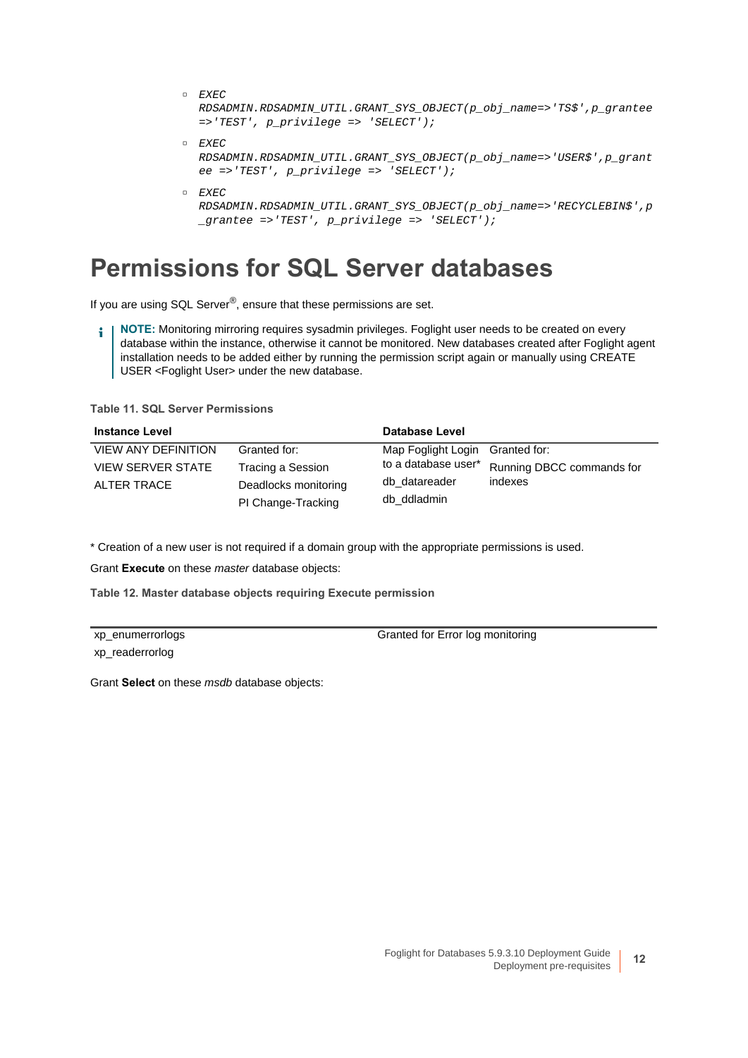- *EXEC RDSADMIN.RDSADMIN_UTIL.GRANT_SYS_OBJECT(p_obj_name=>'TS$',p_grantee =>'TEST', p_privilege => 'SELECT');*
- *EXEC RDSADMIN.RDSADMIN_UTIL.GRANT_SYS_OBJECT(p_obj_name=>'USER$',p_grantee =>'TEST', p_privilege => 'SELECT');*
- *EXEC RDSADMIN.RDSADMIN_UTIL.GRANT_SYS_OBJECT(p_obj_name=>'RECYCLEBIN$',p_grantee =>'TEST', p_privilege => 'SELECT');*

# Permissions for SQL Server databases

If you are using SQL Server®, ensure that these permissions are set.

> **NOTE:** Monitoring mirroring requires sysadmin privileges. Foglight user needs to be created on every database within the instance, otherwise it cannot be monitored. New databases created after Foglight agent installation needs to be added either by running the permission script again or manually using CREATE USER <Foglight User> under the new database.

**Table 11. SQL Server Permissions**

| Instance Level | | Database Level | |
|---|---|---|---|
| VIEW ANY DEFINITION<br>VIEW SERVER STATE<br>ALTER TRACE | Granted for:<br>Tracing a Session<br>Deadlocks monitoring<br>PI Change-Tracking | Map Foglight Login to a database user*<br>db_datareader<br>db_ddladmin | Granted for:<br>Running DBCC commands for indexes |

\* Creation of a new user is not required if a domain group with the appropriate permissions is used.

Grant **Execute** on these *master* database objects:

**Table 12. Master database objects requiring Execute permission**

| | |
|---|---|
| xp_enumerrorlogs<br>xp_readerrorlog | Granted for Error log monitoring |

Grant **Select** on these *msdb* database objects: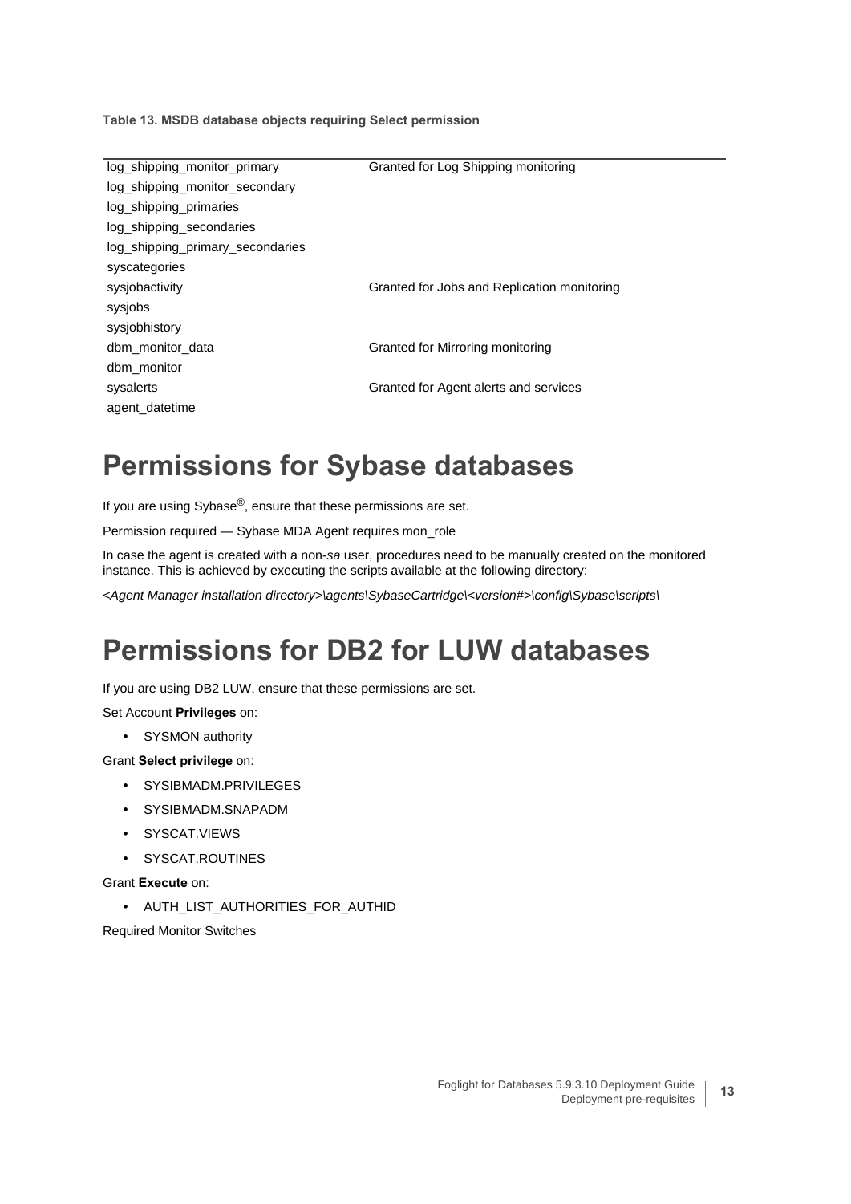**Table 13. MSDB database objects requiring Select permission**

| | |
|---|---|
| log_shipping_monitor_primary | Granted for Log Shipping monitoring |
| log_shipping_monitor_secondary | |
| log_shipping_primaries | |
| log_shipping_secondaries | |
| log_shipping_primary_secondaries | |
| syscategories | |
| sysjobactivity | Granted for Jobs and Replication monitoring |
| sysjobs | |
| sysjobhistory | |
| dbm_monitor_data | Granted for Mirroring monitoring |
| dbm_monitor | |
| sysalerts | Granted for Agent alerts and services |
| agent_datetime | |

# Permissions for Sybase databases

If you are using Sybase®, ensure that these permissions are set.

Permission required — Sybase MDA Agent requires mon_role

In case the agent is created with a non-*sa* user, procedures need to be manually created on the monitored instance. This is achieved by executing the scripts available at the following directory:

*<Agent Manager installation directory>\agents\SybaseCartridge\<version#>\config\Sybase\scripts\*

# Permissions for DB2 for LUW databases

If you are using DB2 LUW, ensure that these permissions are set.

Set Account **Privileges** on:

- SYSMON authority

Grant **Select privilege** on:

- SYSIBMADM.PRIVILEGES
- SYSIBMADM.SNAPADM
- SYSCAT.VIEWS
- SYSCAT.ROUTINES

Grant **Execute** on:

- AUTH_LIST_AUTHORITIES_FOR_AUTHID

Required Monitor Switches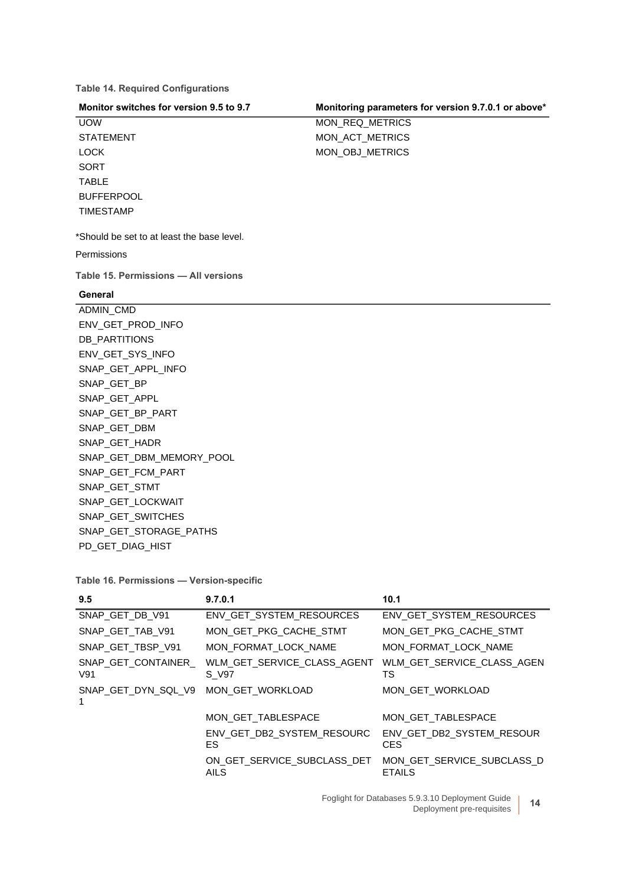**Table 14. Required Configurations**

| Monitor switches for version 9.5 to 9.7 | Monitoring parameters for version 9.7.0.1 or above* |
|---|---|
| UOW | MON_REQ_METRICS |
| STATEMENT | MON_ACT_METRICS |
| LOCK | MON_OBJ_METRICS |
| SORT | |
| TABLE | |
| BUFFERPOOL | |
| TIMESTAMP | |

*Should be set to at least the base level.

Permissions

**Table 15. Permissions — All versions**

| General |
|---|
| ADMIN_CMD |
| ENV_GET_PROD_INFO |
| DB_PARTITIONS |
| ENV_GET_SYS_INFO |
| SNAP_GET_APPL_INFO |
| SNAP_GET_BP |
| SNAP_GET_APPL |
| SNAP_GET_BP_PART |
| SNAP_GET_DBM |
| SNAP_GET_HADR |
| SNAP_GET_DBM_MEMORY_POOL |
| SNAP_GET_FCM_PART |
| SNAP_GET_STMT |
| SNAP_GET_LOCKWAIT |
| SNAP_GET_SWITCHES |
| SNAP_GET_STORAGE_PATHS |
| PD_GET_DIAG_HIST |

**Table 16. Permissions — Version-specific**

| 9.5 | 9.7.0.1 | 10.1 |
|---|---|---|
| SNAP_GET_DB_V91 | ENV_GET_SYSTEM_RESOURCES | ENV_GET_SYSTEM_RESOURCES |
| SNAP_GET_TAB_V91 | MON_GET_PKG_CACHE_STMT | MON_GET_PKG_CACHE_STMT |
| SNAP_GET_TBSP_V91 | MON_FORMAT_LOCK_NAME | MON_FORMAT_LOCK_NAME |
| SNAP_GET_CONTAINER_V91 | WLM_GET_SERVICE_CLASS_AGENTS_V97 | WLM_GET_SERVICE_CLASS_AGENTS |
| SNAP_GET_DYN_SQL_V91 | MON_GET_WORKLOAD | MON_GET_WORKLOAD |
| | MON_GET_TABLESPACE | MON_GET_TABLESPACE |
| | ENV_GET_DB2_SYSTEM_RESOURCES | ENV_GET_DB2_SYSTEM_RESOURCES |
| | ON_GET_SERVICE_SUBCLASS_DETAILS | MON_GET_SERVICE_SUBCLASS_DETAILS |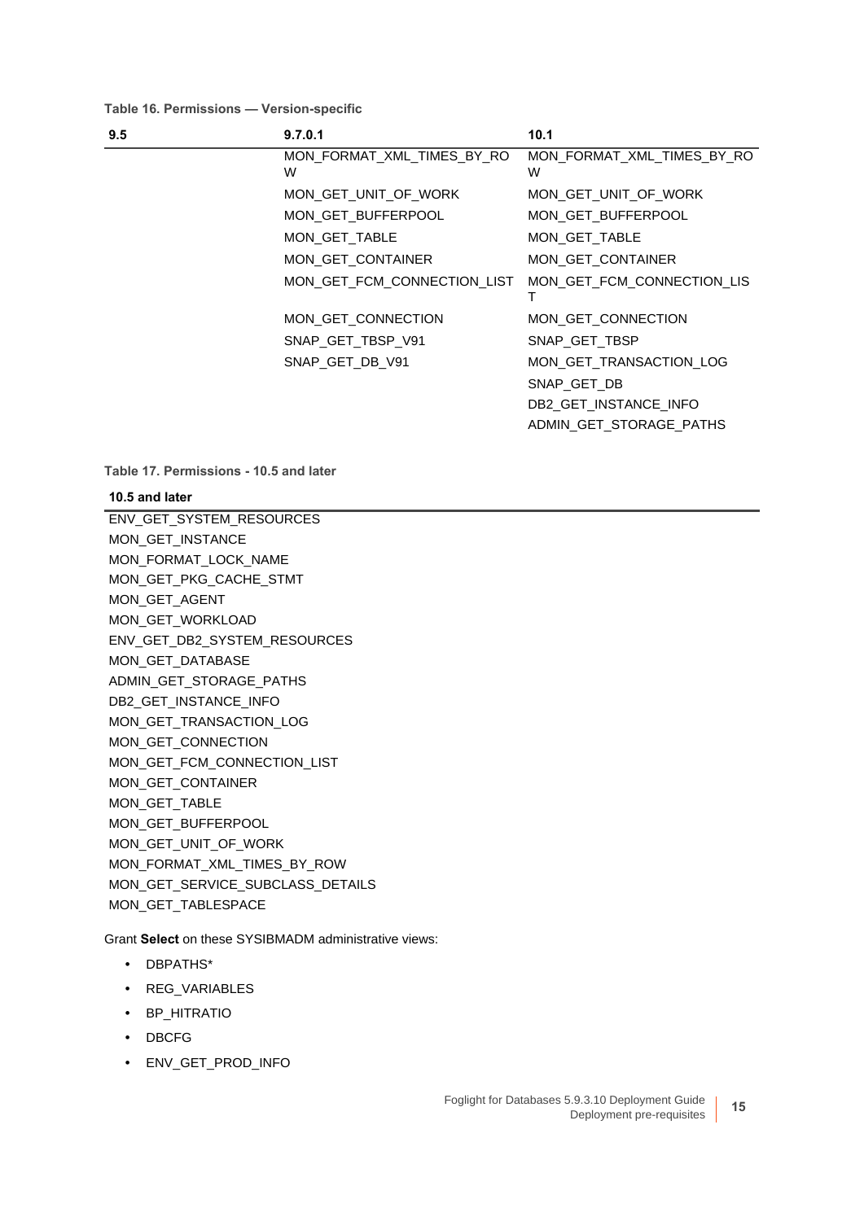Table 16. Permissions — Version-specific

| 9.5 | 9.7.0.1 | 10.1 |
|---|---|---|
| | MON_FORMAT_XML_TIMES_BY_ROW | MON_FORMAT_XML_TIMES_BY_ROW |
| | MON_GET_UNIT_OF_WORK | MON_GET_UNIT_OF_WORK |
| | MON_GET_BUFFERPOOL | MON_GET_BUFFERPOOL |
| | MON_GET_TABLE | MON_GET_TABLE |
| | MON_GET_CONTAINER | MON_GET_CONTAINER |
| | MON_GET_FCM_CONNECTION_LIST | MON_GET_FCM_CONNECTION_LIST |
| | MON_GET_CONNECTION | MON_GET_CONNECTION |
| | SNAP_GET_TBSP_V91 | SNAP_GET_TBSP |
| | SNAP_GET_DB_V91 | MON_GET_TRANSACTION_LOG |
| | | SNAP_GET_DB |
| | | DB2_GET_INSTANCE_INFO |
| | | ADMIN_GET_STORAGE_PATHS |

Table 17. Permissions - 10.5 and later

| 10.5 and later |
|---|
| ENV_GET_SYSTEM_RESOURCES |
| MON_GET_INSTANCE |
| MON_FORMAT_LOCK_NAME |
| MON_GET_PKG_CACHE_STMT |
| MON_GET_AGENT |
| MON_GET_WORKLOAD |
| ENV_GET_DB2_SYSTEM_RESOURCES |
| MON_GET_DATABASE |
| ADMIN_GET_STORAGE_PATHS |
| DB2_GET_INSTANCE_INFO |
| MON_GET_TRANSACTION_LOG |
| MON_GET_CONNECTION |
| MON_GET_FCM_CONNECTION_LIST |
| MON_GET_CONTAINER |
| MON_GET_TABLE |
| MON_GET_BUFFERPOOL |
| MON_GET_UNIT_OF_WORK |
| MON_FORMAT_XML_TIMES_BY_ROW |
| MON_GET_SERVICE_SUBCLASS_DETAILS |
| MON_GET_TABLESPACE |

Grant **Select** on these SYSIBMADM administrative views:

- DBPATHS*
- REG_VARIABLES
- BP_HITRATIO
- DBCFG
- ENV_GET_PROD_INFO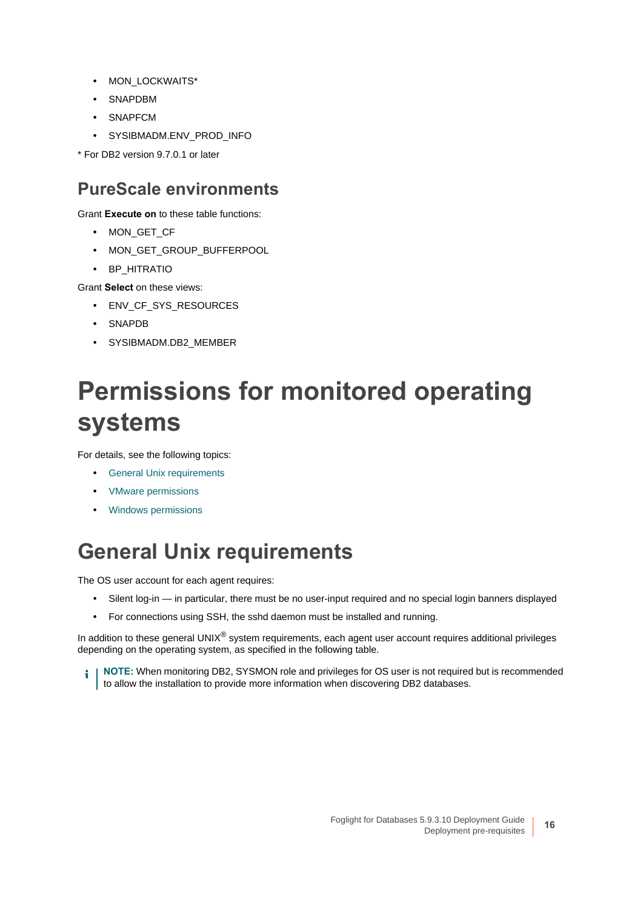- MON_LOCKWAITS*
- SNAPDBM
- SNAPFCM
- SYSIBMADM.ENV_PROD_INFO

* For DB2 version 9.7.0.1 or later

## PureScale environments

Grant **Execute on** to these table functions:

- MON_GET_CF
- MON_GET_GROUP_BUFFERPOOL
- BP_HITRATIO

Grant **Select** on these views:

- ENV_CF_SYS_RESOURCES
- SNAPDB
- SYSIBMADM.DB2_MEMBER

# Permissions for monitored operating systems

For details, see the following topics:

- General Unix requirements
- VMware permissions
- Windows permissions

# General Unix requirements

The OS user account for each agent requires:

- Silent log-in — in particular, there must be no user-input required and no special login banners displayed
- For connections using SSH, the sshd daemon must be installed and running.

In addition to these general UNIX® system requirements, each agent user account requires additional privileges depending on the operating system, as specified in the following table.

> **NOTE:** When monitoring DB2, SYSMON role and privileges for OS user is not required but is recommended to allow the installation to provide more information when discovering DB2 databases.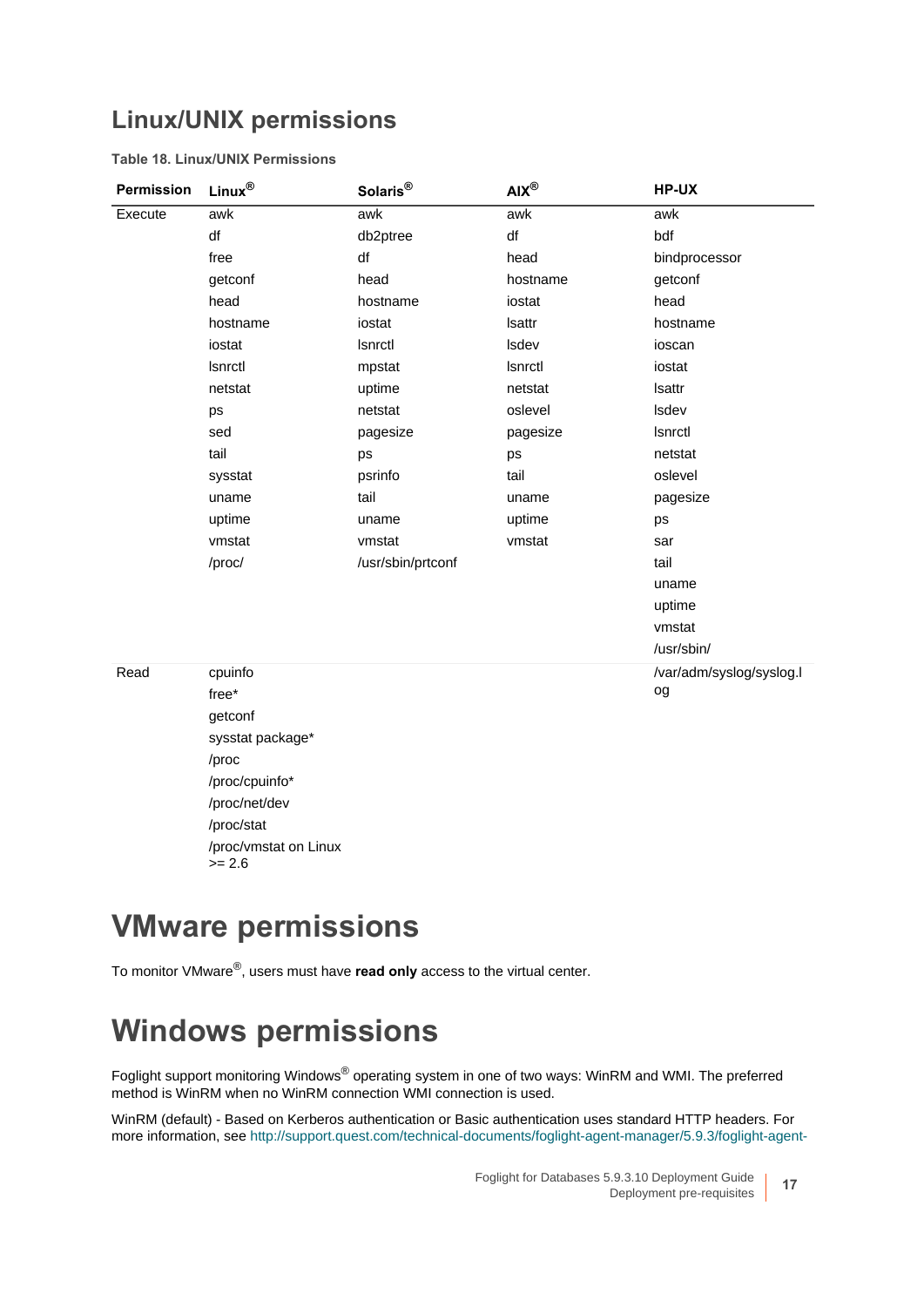## Linux/UNIX permissions

**Table 18. Linux/UNIX Permissions**

| Permission | Linux® | Solaris® | AIX® | HP-UX |
|---|---|---|---|---|
| Execute | awk | awk | awk | awk |
| | df | db2ptree | df | bdf |
| | free | df | head | bindprocessor |
| | getconf | head | hostname | getconf |
| | head | hostname | iostat | head |
| | hostname | iostat | lsattr | hostname |
| | iostat | lsnrctl | lsdev | ioscan |
| | lsnrctl | mpstat | lsnrctl | iostat |
| | netstat | uptime | netstat | lsattr |
| | ps | netstat | oslevel | lsdev |
| | sed | pagesize | pagesize | lsnrctl |
| | tail | ps | ps | netstat |
| | sysstat | psrinfo | tail | oslevel |
| | uname | tail | uname | pagesize |
| | uptime | uname | uptime | ps |
| | vmstat | vmstat | vmstat | sar |
| | /proc/ | /usr/sbin/prtconf | | tail |
| | | | | uname |
| | | | | uptime |
| | | | | vmstat |
| | | | | /usr/sbin/ |
| Read | cpuinfo | | | /var/adm/syslog/syslog.log |
| | free* | | | |
| | getconf | | | |
| | sysstat package* | | | |
| | /proc | | | |
| | /proc/cpuinfo* | | | |
| | /proc/net/dev | | | |
| | /proc/stat | | | |
| | /proc/vmstat on Linux >= 2.6 | | | |

# VMware permissions

To monitor VMware®, users must have **read only** access to the virtual center.

# Windows permissions

Foglight support monitoring Windows® operating system in one of two ways: WinRM and WMI. The preferred method is WinRM when no WinRM connection WMI connection is used.

WinRM (default) - Based on Kerberos authentication or Basic authentication uses standard HTTP headers. For more information, see http://support.quest.com/technical-documents/foglight-agent-manager/5.9.3/foglight-agent-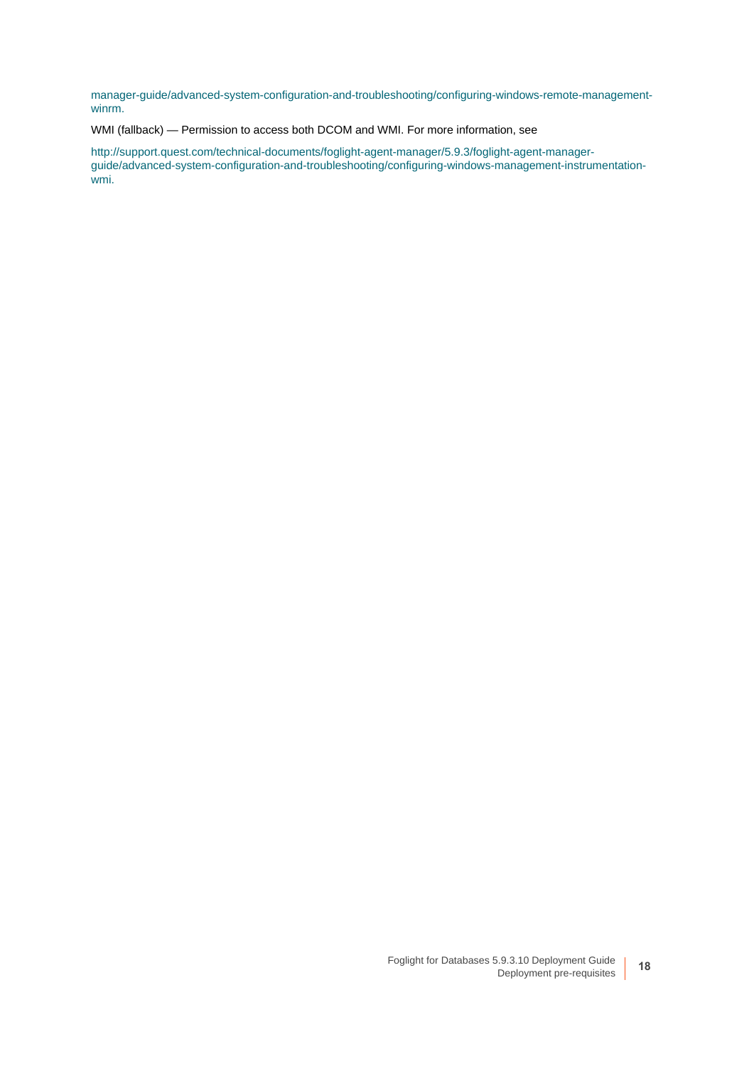manager-guide/advanced-system-configuration-and-troubleshooting/configuring-windows-remote-management-winrm.

WMI (fallback) — Permission to access both DCOM and WMI. For more information, see

http://support.quest.com/technical-documents/foglight-agent-manager/5.9.3/foglight-agent-manager-guide/advanced-system-configuration-and-troubleshooting/configuring-windows-management-instrumentation-wmi.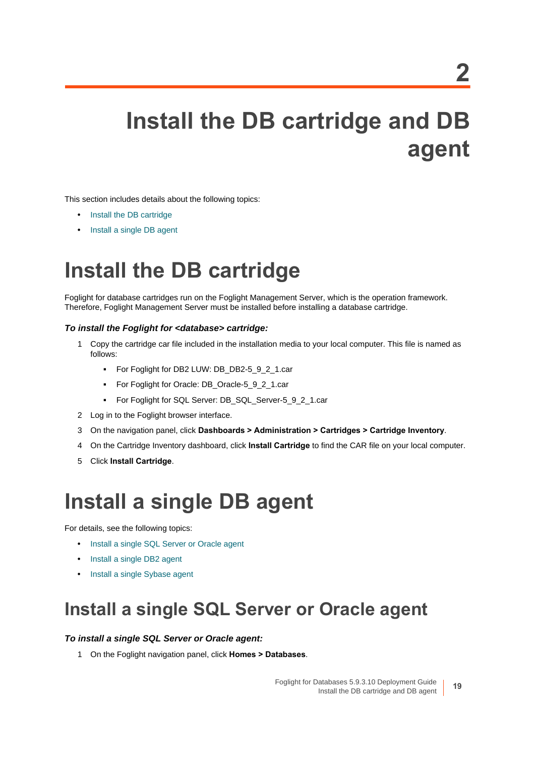# 2

# Install the DB cartridge and DB agent

This section includes details about the following topics:

- Install the DB cartridge
- Install a single DB agent

## Install the DB cartridge

Foglight for database cartridges run on the Foglight Management Server, which is the operation framework. Therefore, Foglight Management Server must be installed before installing a database cartridge.

***To install the Foglight for <database> cartridge:***

1. Copy the cartridge car file included in the installation media to your local computer. This file is named as follows:
   - For Foglight for DB2 LUW: DB_DB2-5_9_2_1.car
   - For Foglight for Oracle: DB_Oracle-5_9_2_1.car
   - For Foglight for SQL Server: DB_SQL_Server-5_9_2_1.car
2. Log in to the Foglight browser interface.
3. On the navigation panel, click **Dashboards > Administration > Cartridges > Cartridge Inventory**.
4. On the Cartridge Inventory dashboard, click **Install Cartridge** to find the CAR file on your local computer.
5. Click **Install Cartridge**.

## Install a single DB agent

For details, see the following topics:

- Install a single SQL Server or Oracle agent
- Install a single DB2 agent
- Install a single Sybase agent

### Install a single SQL Server or Oracle agent

***To install a single SQL Server or Oracle agent:***

1. On the Foglight navigation panel, click **Homes > Databases**.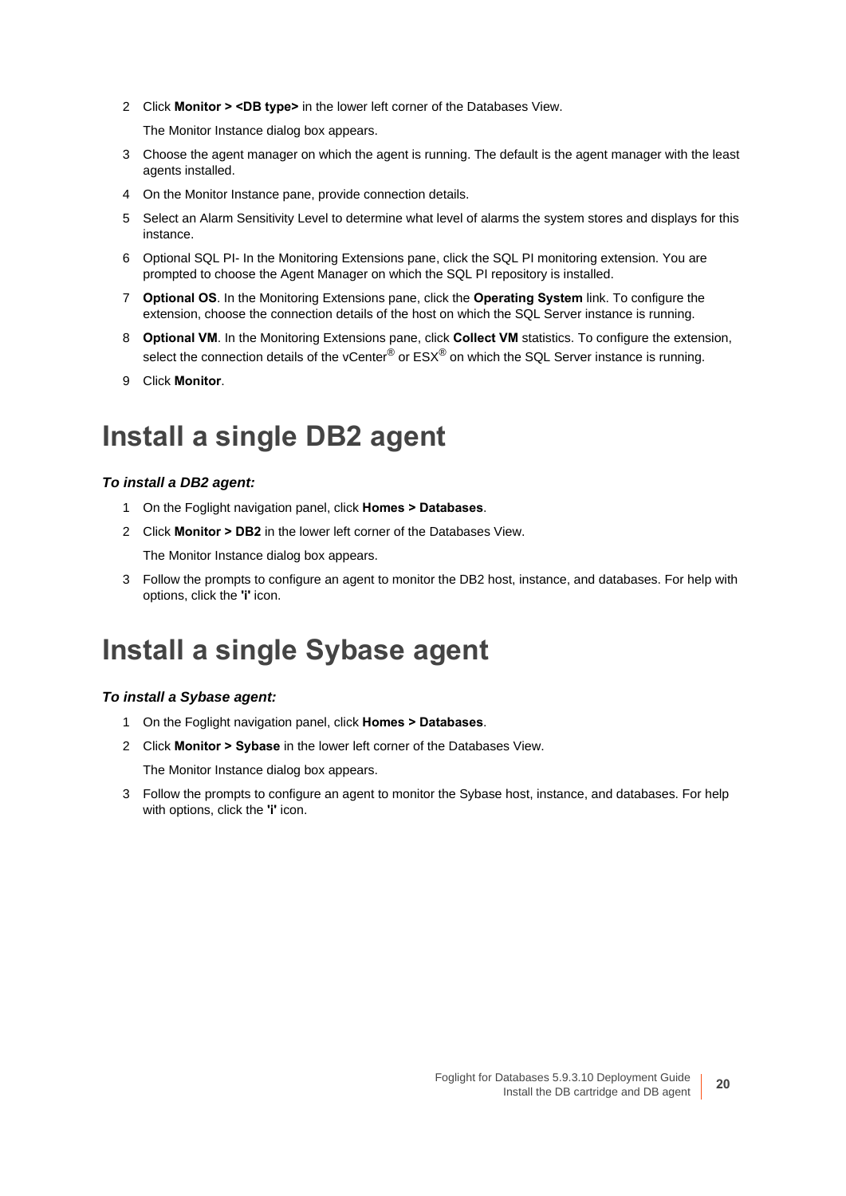2. Click **Monitor > <DB type>** in the lower left corner of the Databases View.

   The Monitor Instance dialog box appears.

3. Choose the agent manager on which the agent is running. The default is the agent manager with the least agents installed.
4. On the Monitor Instance pane, provide connection details.
5. Select an Alarm Sensitivity Level to determine what level of alarms the system stores and displays for this instance.
6. Optional SQL PI- In the Monitoring Extensions pane, click the SQL PI monitoring extension. You are prompted to choose the Agent Manager on which the SQL PI repository is installed.
7. **Optional OS**. In the Monitoring Extensions pane, click the **Operating System** link. To configure the extension, choose the connection details of the host on which the SQL Server instance is running.
8. **Optional VM**. In the Monitoring Extensions pane, click **Collect VM** statistics. To configure the extension, select the connection details of the vCenter® or ESX® on which the SQL Server instance is running.
9. Click **Monitor**.

# Install a single DB2 agent

***To install a DB2 agent:***

1. On the Foglight navigation panel, click **Homes > Databases**.
2. Click **Monitor > DB2** in the lower left corner of the Databases View.

   The Monitor Instance dialog box appears.

3. Follow the prompts to configure an agent to monitor the DB2 host, instance, and databases. For help with options, click the **'i'** icon.

# Install a single Sybase agent

***To install a Sybase agent:***

1. On the Foglight navigation panel, click **Homes > Databases**.
2. Click **Monitor > Sybase** in the lower left corner of the Databases View.

   The Monitor Instance dialog box appears.

3. Follow the prompts to configure an agent to monitor the Sybase host, instance, and databases. For help with options, click the **'i'** icon.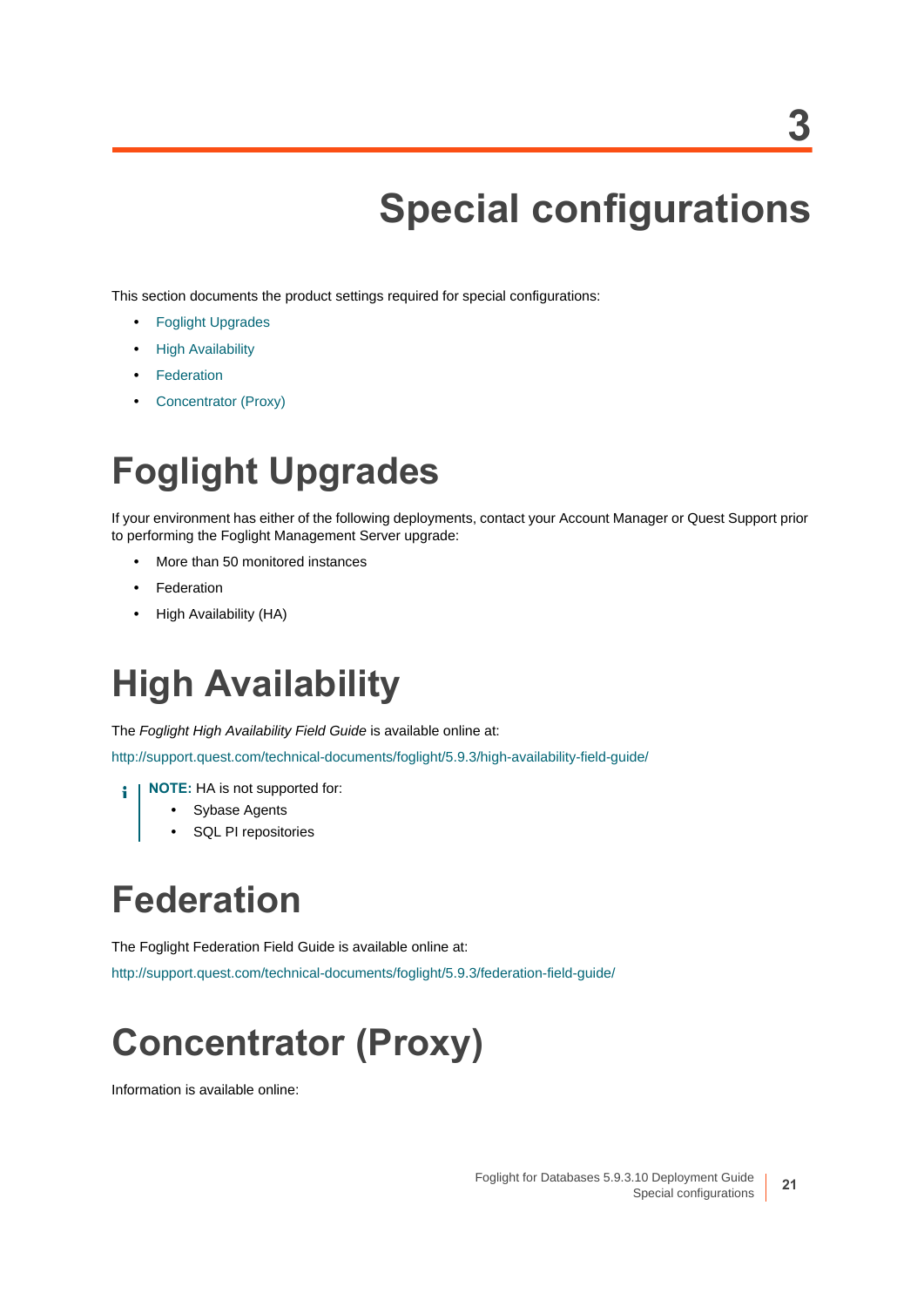# 3 Special configurations

This section documents the product settings required for special configurations:

- Foglight Upgrades
- High Availability
- Federation
- Concentrator (Proxy)

## Foglight Upgrades

If your environment has either of the following deployments, contact your Account Manager or Quest Support prior to performing the Foglight Management Server upgrade:

- More than 50 monitored instances
- Federation
- High Availability (HA)

## High Availability

The *Foglight High Availability Field Guide* is available online at:

http://support.quest.com/technical-documents/foglight/5.9.3/high-availability-field-guide/

> **NOTE:** HA is not supported for:
> - Sybase Agents
> - SQL PI repositories

## Federation

The Foglight Federation Field Guide is available online at:

http://support.quest.com/technical-documents/foglight/5.9.3/federation-field-guide/

## Concentrator (Proxy)

Information is available online: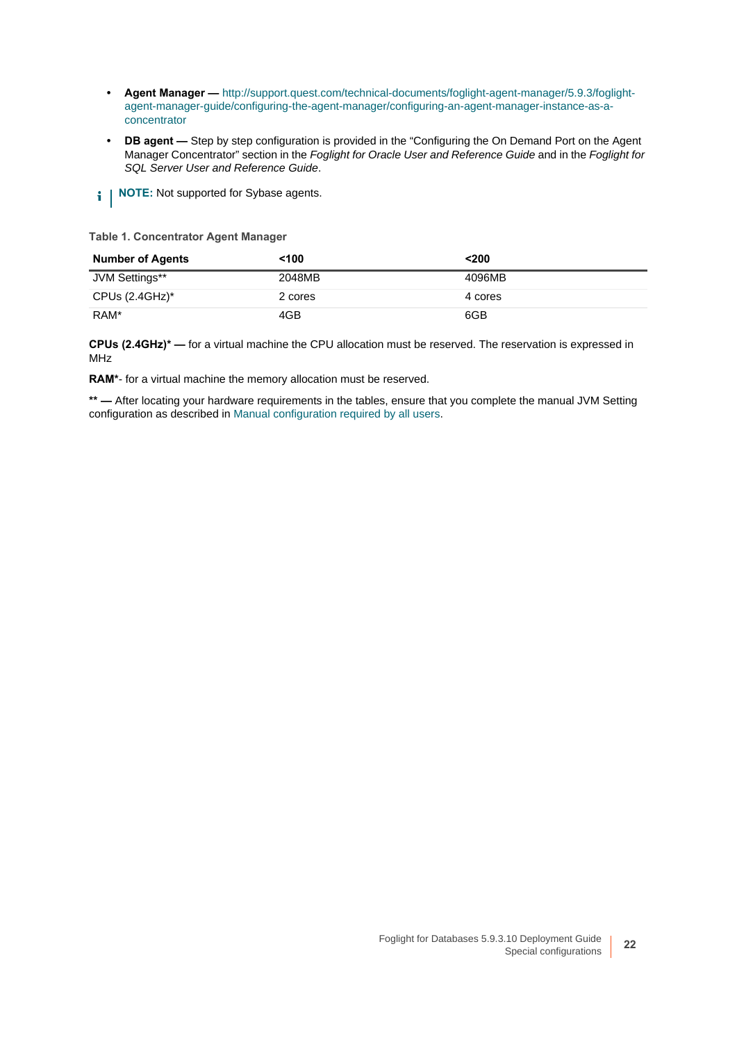- **Agent Manager —** http://support.quest.com/technical-documents/foglight-agent-manager/5.9.3/foglight-agent-manager-guide/configuring-the-agent-manager/configuring-an-agent-manager-instance-as-a-concentrator
- **DB agent —** Step by step configuration is provided in the “Configuring the On Demand Port on the Agent Manager Concentrator” section in the *Foglight for Oracle User and Reference Guide* and in the *Foglight for SQL Server User and Reference Guide*.

**NOTE:** Not supported for Sybase agents.

**Table 1. Concentrator Agent Manager**

| Number of Agents | <100 | <200 |
|---|---|---|
| JVM Settings** | 2048MB | 4096MB |
| CPUs (2.4GHz)* | 2 cores | 4 cores |
| RAM* | 4GB | 6GB |

**CPUs (2.4GHz)* —** for a virtual machine the CPU allocation must be reserved. The reservation is expressed in MHz

**RAM***- for a virtual machine the memory allocation must be reserved.

**** —** After locating your hardware requirements in the tables, ensure that you complete the manual JVM Setting configuration as described in Manual configuration required by all users.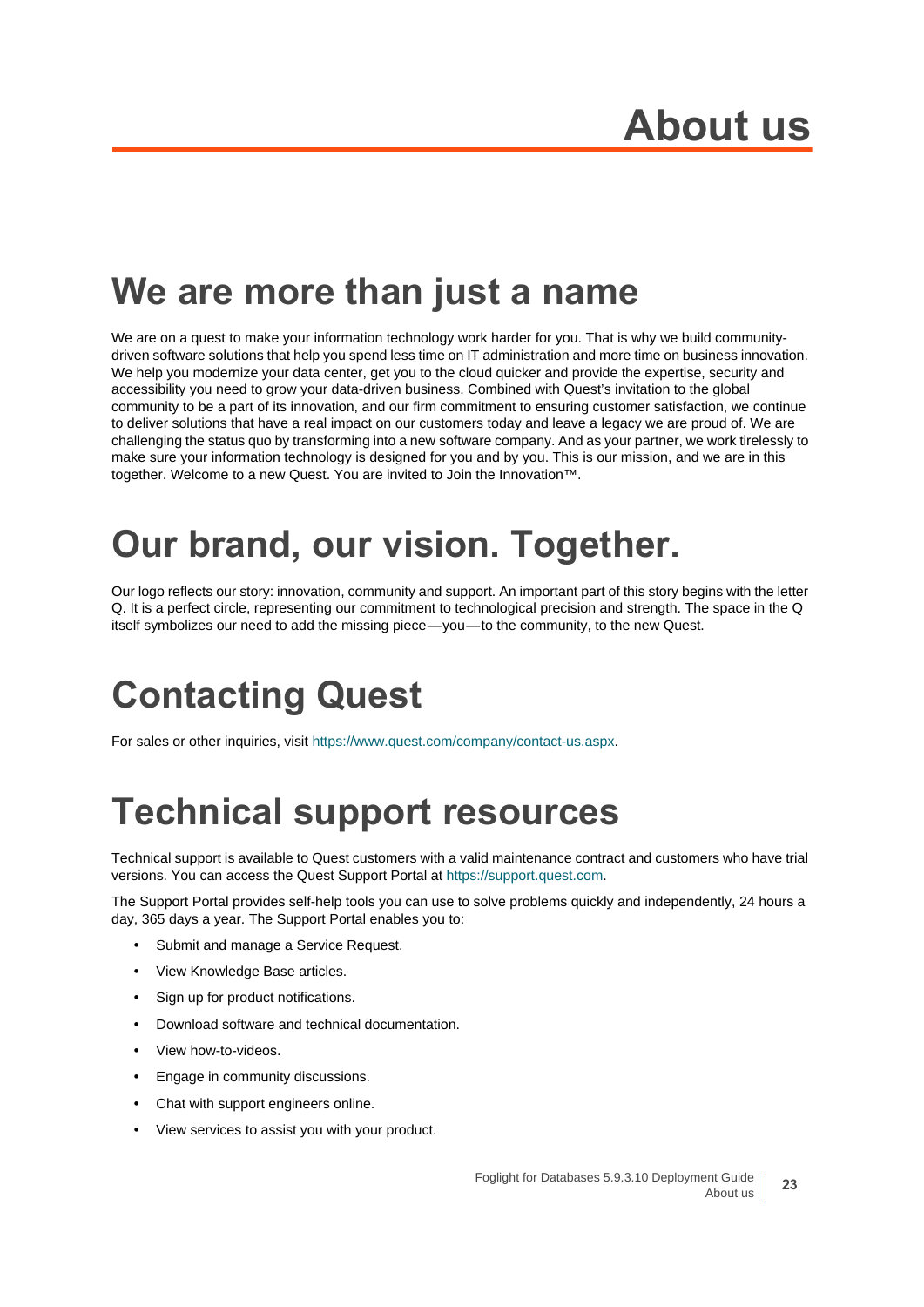# About us

## We are more than just a name

We are on a quest to make your information technology work harder for you. That is why we build community-driven software solutions that help you spend less time on IT administration and more time on business innovation. We help you modernize your data center, get you to the cloud quicker and provide the expertise, security and accessibility you need to grow your data-driven business. Combined with Quest's invitation to the global community to be a part of its innovation, and our firm commitment to ensuring customer satisfaction, we continue to deliver solutions that have a real impact on our customers today and leave a legacy we are proud of. We are challenging the status quo by transforming into a new software company. And as your partner, we work tirelessly to make sure your information technology is designed for you and by you. This is our mission, and we are in this together. Welcome to a new Quest. You are invited to Join the Innovation™.

## Our brand, our vision. Together.

Our logo reflects our story: innovation, community and support. An important part of this story begins with the letter Q. It is a perfect circle, representing our commitment to technological precision and strength. The space in the Q itself symbolizes our need to add the missing piece—you—to the community, to the new Quest.

## Contacting Quest

For sales or other inquiries, visit https://www.quest.com/company/contact-us.aspx.

## Technical support resources

Technical support is available to Quest customers with a valid maintenance contract and customers who have trial versions. You can access the Quest Support Portal at https://support.quest.com.

The Support Portal provides self-help tools you can use to solve problems quickly and independently, 24 hours a day, 365 days a year. The Support Portal enables you to:

- Submit and manage a Service Request.
- View Knowledge Base articles.
- Sign up for product notifications.
- Download software and technical documentation.
- View how-to-videos.
- Engage in community discussions.
- Chat with support engineers online.
- View services to assist you with your product.